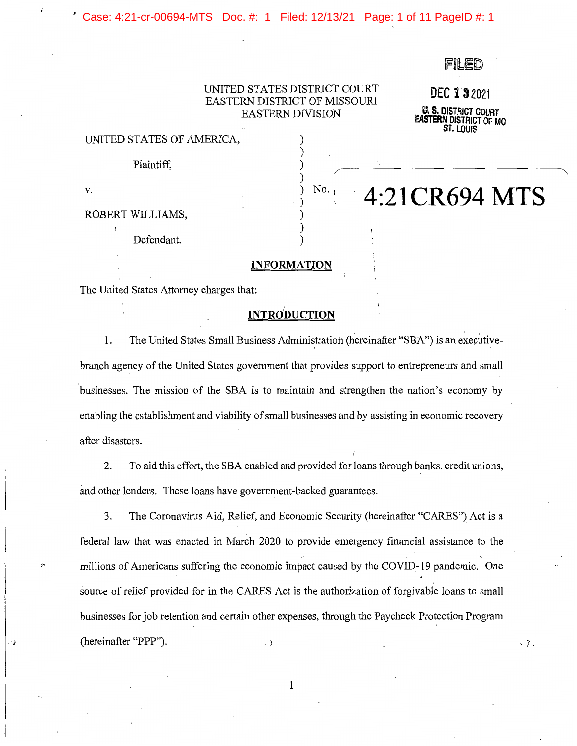FILED

DEC 13 2021

U. S. DISTRICT COURT
EASTERN DISTRICT OF MO
ST. LOUIS

UNITED STATES DISTRICT COURT
EASTERN DISTRICT OF MISSOURI
EASTERN DIVISION

| | | |
|---|---|---|
| UNITED STATES OF AMERICA, | ) | |
| | ) | |
| Plaintiff, | ) | |
| | ) | |
| v. | ) | No. **4:21CR694 MTS** |
| | ) | |
| ROBERT WILLIAMS, | ) | |
| | ) | |
| Defendant. | ) | |

## INFORMATION

The United States Attorney charges that:

## INTRODUCTION

1. The United States Small Business Administration (hereinafter "SBA") is an executive-branch agency of the United States government that provides support to entrepreneurs and small businesses. The mission of the SBA is to maintain and strengthen the nation's economy by enabling the establishment and viability of small businesses and by assisting in economic recovery after disasters.

2. To aid this effort, the SBA enabled and provided for loans through banks, credit unions, and other lenders. These loans have government-backed guarantees.

3. The Coronavirus Aid, Relief, and Economic Security (hereinafter "CARES") Act is a federal law that was enacted in March 2020 to provide emergency financial assistance to the millions of Americans suffering the economic impact caused by the COVID-19 pandemic. One source of relief provided for in the CARES Act is the authorization of forgivable loans to small businesses for job retention and certain other expenses, through the Paycheck Protection Program (hereinafter "PPP").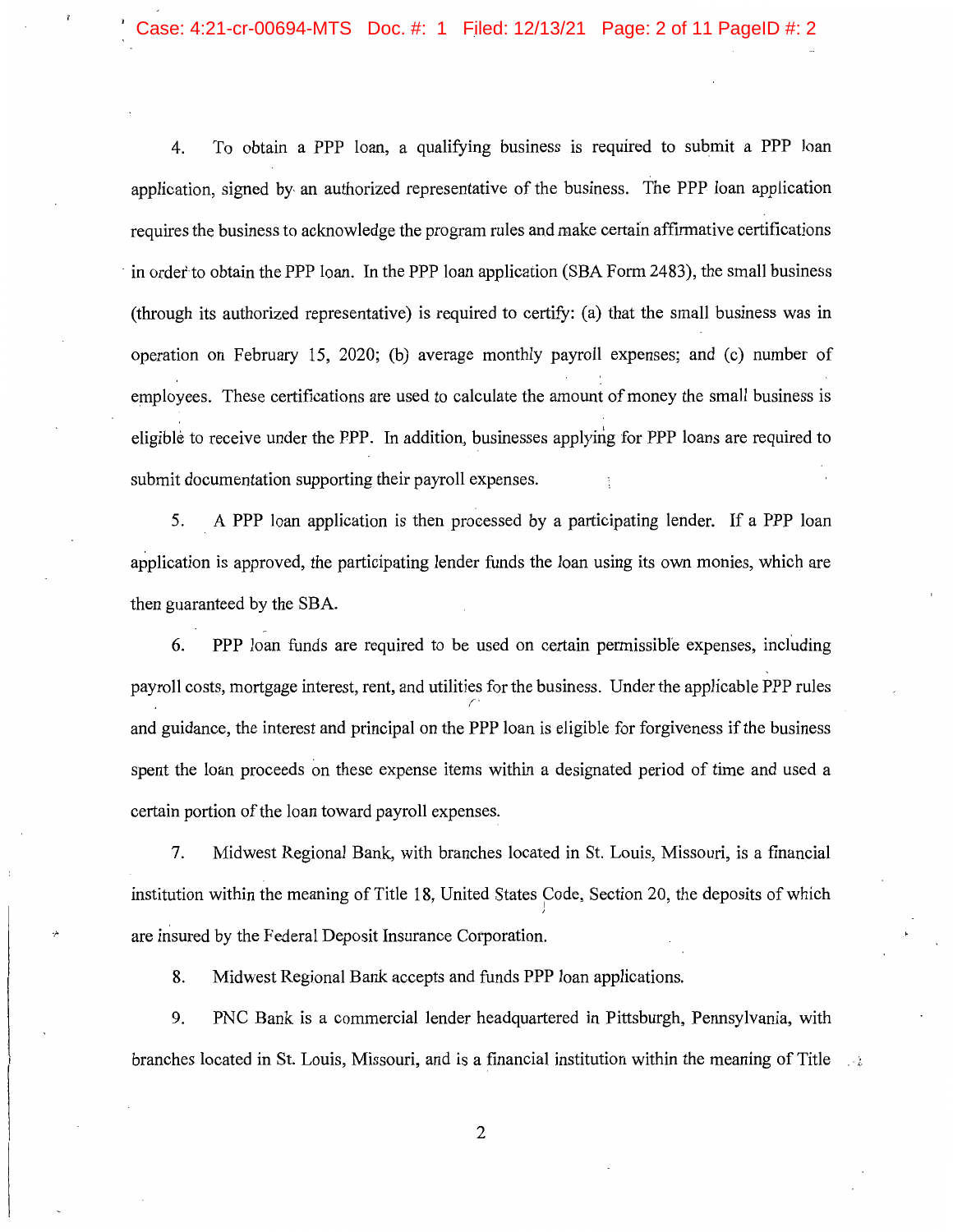4. To obtain a PPP loan, a qualifying business is required to submit a PPP loan application, signed by an authorized representative of the business. The PPP loan application requires the business to acknowledge the program rules and make certain affirmative certifications in order to obtain the PPP loan. In the PPP loan application (SBA Form 2483), the small business (through its authorized representative) is required to certify: (a) that the small business was in operation on February 15, 2020; (b) average monthly payroll expenses; and (c) number of employees. These certifications are used to calculate the amount of money the small business is eligible to receive under the PPP. In addition, businesses applying for PPP loans are required to submit documentation supporting their payroll expenses.

5. A PPP loan application is then processed by a participating lender. If a PPP loan application is approved, the participating lender funds the loan using its own monies, which are then guaranteed by the SBA.

6. PPP loan funds are required to be used on certain permissible expenses, including payroll costs, mortgage interest, rent, and utilities for the business. Under the applicable PPP rules and guidance, the interest and principal on the PPP loan is eligible for forgiveness if the business spent the loan proceeds on these expense items within a designated period of time and used a certain portion of the loan toward payroll expenses.

7. Midwest Regional Bank, with branches located in St. Louis, Missouri, is a financial institution within the meaning of Title 18, United States Code, Section 20, the deposits of which are insured by the Federal Deposit Insurance Corporation.

8. Midwest Regional Bank accepts and funds PPP loan applications.

9. PNC Bank is a commercial lender headquartered in Pittsburgh, Pennsylvania, with branches located in St. Louis, Missouri, and is a financial institution within the meaning of Title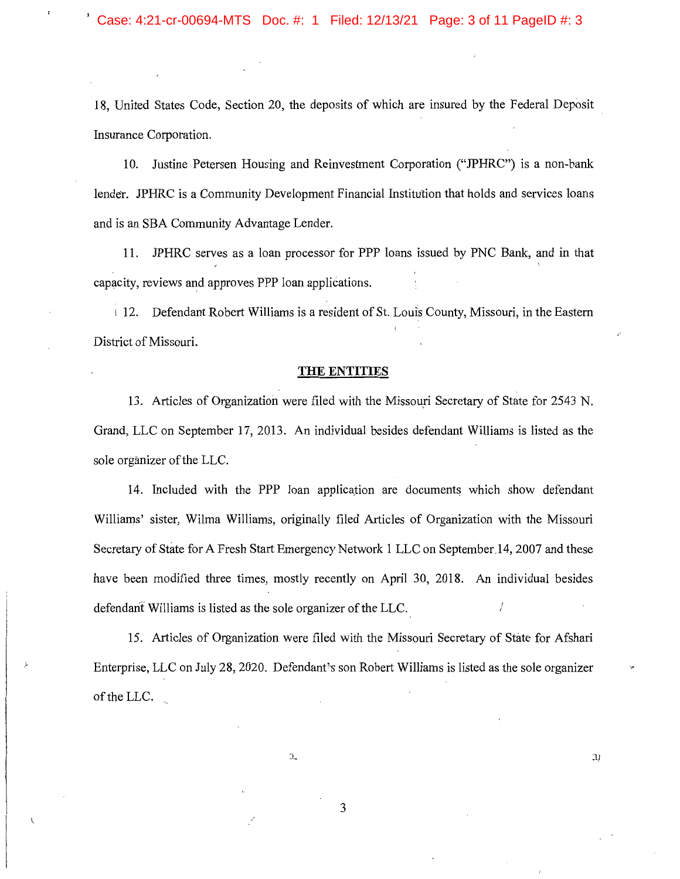18, United States Code, Section 20, the deposits of which are insured by the Federal Deposit Insurance Corporation.

10. Justine Petersen Housing and Reinvestment Corporation ("JPHRC") is a non-bank lender. JPHRC is a Community Development Financial Institution that holds and services loans and is an SBA Community Advantage Lender.

11. JPHRC serves as a loan processor for PPP loans issued by PNC Bank, and in that capacity, reviews and approves PPP loan applications.

12. Defendant Robert Williams is a resident of St. Louis County, Missouri, in the Eastern District of Missouri.

**THE ENTITIES**

13. Articles of Organization were filed with the Missouri Secretary of State for 2543 N. Grand, LLC on September 17, 2013. An individual besides defendant Williams is listed as the sole organizer of the LLC.

14. Included with the PPP loan application are documents which show defendant Williams' sister, Wilma Williams, originally filed Articles of Organization with the Missouri Secretary of State for A Fresh Start Emergency Network 1 LLC on September 14, 2007 and these have been modified three times, mostly recently on April 30, 2018. An individual besides defendant Williams is listed as the sole organizer of the LLC.

15. Articles of Organization were filed with the Missouri Secretary of State for Afshari Enterprise, LLC on July 28, 2020. Defendant's son Robert Williams is listed as the sole organizer of the LLC.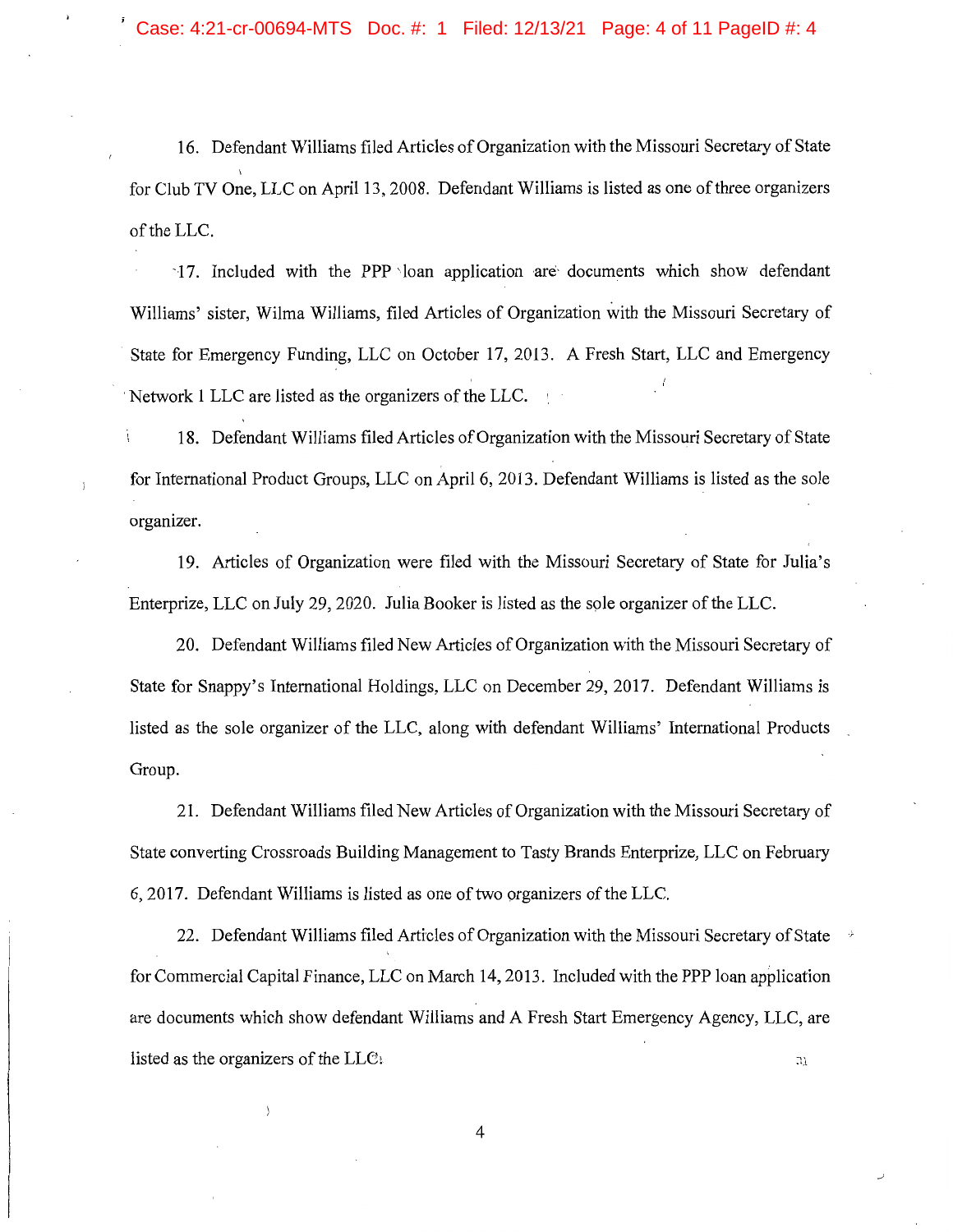16. Defendant Williams filed Articles of Organization with the Missouri Secretary of State for Club TV One, LLC on April 13, 2008. Defendant Williams is listed as one of three organizers of the LLC.

17. Included with the PPP loan application are documents which show defendant Williams' sister, Wilma Williams, filed Articles of Organization with the Missouri Secretary of State for Emergency Funding, LLC on October 17, 2013. A Fresh Start, LLC and Emergency Network 1 LLC are listed as the organizers of the LLC.

18. Defendant Williams filed Articles of Organization with the Missouri Secretary of State for International Product Groups, LLC on April 6, 2013. Defendant Williams is listed as the sole organizer.

19. Articles of Organization were filed with the Missouri Secretary of State for Julia's Enterprize, LLC on July 29, 2020. Julia Booker is listed as the sole organizer of the LLC.

20. Defendant Williams filed New Articles of Organization with the Missouri Secretary of State for Snappy's International Holdings, LLC on December 29, 2017. Defendant Williams is listed as the sole organizer of the LLC, along with defendant Williams' International Products Group.

21. Defendant Williams filed New Articles of Organization with the Missouri Secretary of State converting Crossroads Building Management to Tasty Brands Enterprize, LLC on February 6, 2017. Defendant Williams is listed as one of two organizers of the LLC.

22. Defendant Williams filed Articles of Organization with the Missouri Secretary of State for Commercial Capital Finance, LLC on March 14, 2013. Included with the PPP loan application are documents which show defendant Williams and A Fresh Start Emergency Agency, LLC, are listed as the organizers of the LLC.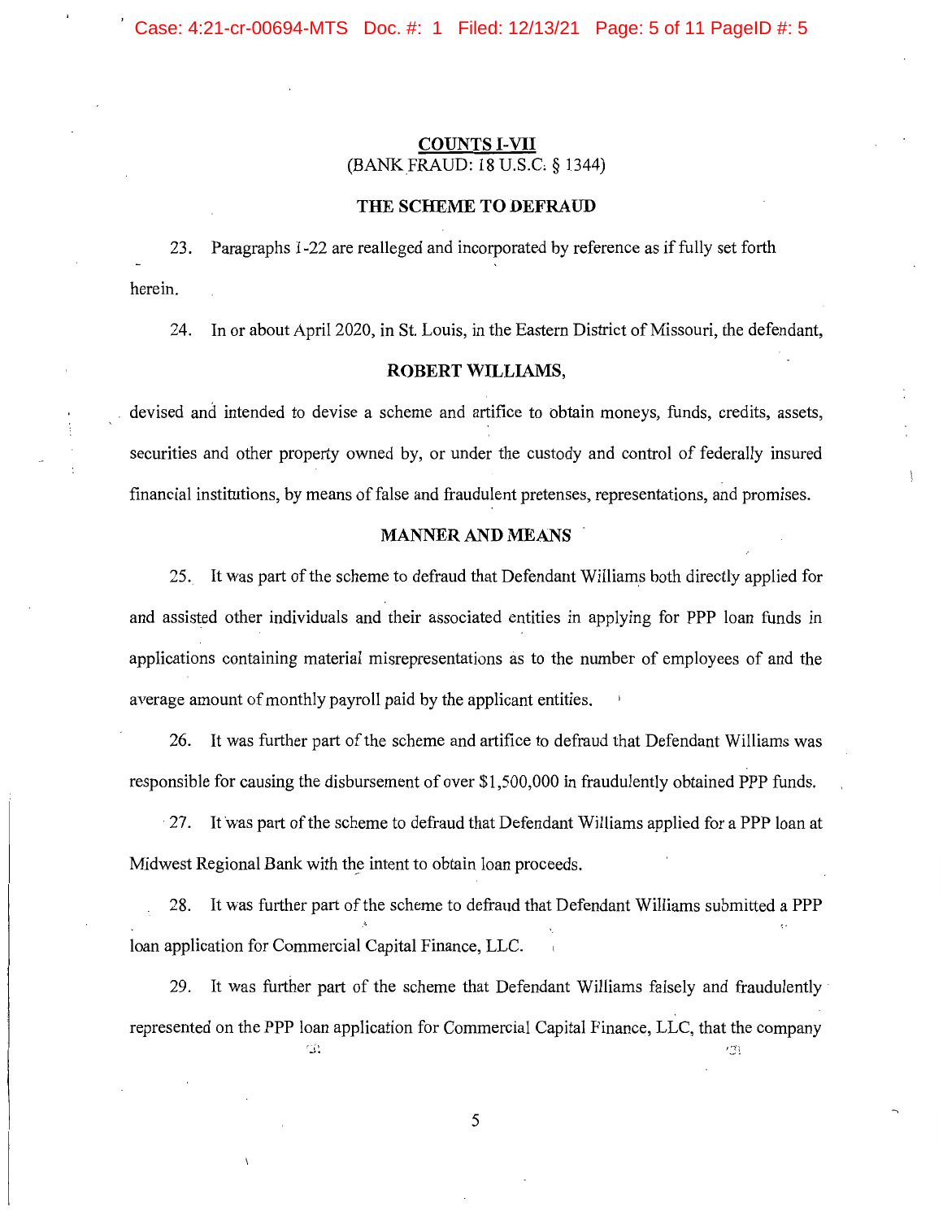## COUNTS I-VII

(BANK FRAUD: 18 U.S.C. § 1344)

### THE SCHEME TO DEFRAUD

23. Paragraphs 1-22 are realleged and incorporated by reference as if fully set forth herein.

24. In or about April 2020, in St. Louis, in the Eastern District of Missouri, the defendant,

**ROBERT WILLIAMS,**

devised and intended to devise a scheme and artifice to obtain moneys, funds, credits, assets, securities and other property owned by, or under the custody and control of federally insured financial institutions, by means of false and fraudulent pretenses, representations, and promises.

### MANNER AND MEANS

25. It was part of the scheme to defraud that Defendant Williams both directly applied for and assisted other individuals and their associated entities in applying for PPP loan funds in applications containing material misrepresentations as to the number of employees of and the average amount of monthly payroll paid by the applicant entities.

26. It was further part of the scheme and artifice to defraud that Defendant Williams was responsible for causing the disbursement of over $1,500,000 in fraudulently obtained PPP funds.

27. It was part of the scheme to defraud that Defendant Williams applied for a PPP loan at Midwest Regional Bank with the intent to obtain loan proceeds.

28. It was further part of the scheme to defraud that Defendant Williams submitted a PPP loan application for Commercial Capital Finance, LLC.

29. It was further part of the scheme that Defendant Williams falsely and fraudulently represented on the PPP loan application for Commercial Capital Finance, LLC, that the company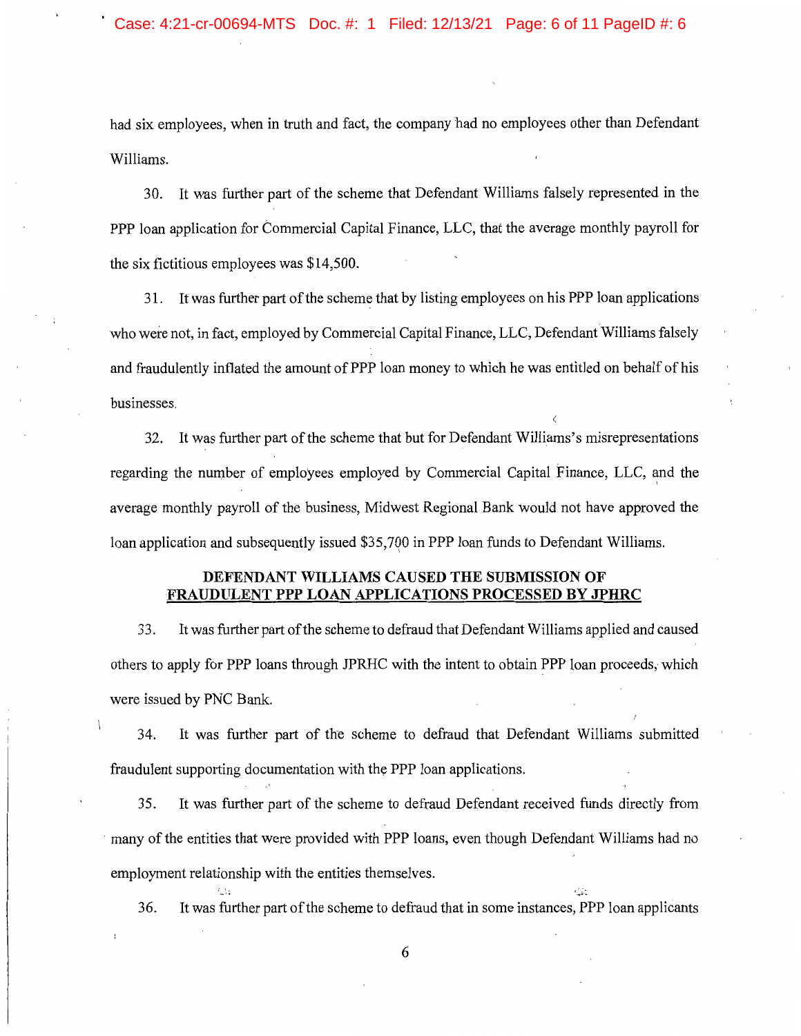had six employees, when in truth and fact, the company had no employees other than Defendant Williams.

30. It was further part of the scheme that Defendant Williams falsely represented in the PPP loan application for Commercial Capital Finance, LLC, that the average monthly payroll for the six fictitious employees was $14,500.

31. It was further part of the scheme that by listing employees on his PPP loan applications who were not, in fact, employed by Commercial Capital Finance, LLC, Defendant Williams falsely and fraudulently inflated the amount of PPP loan money to which he was entitled on behalf of his businesses.

32. It was further part of the scheme that but for Defendant Williams's misrepresentations regarding the number of employees employed by Commercial Capital Finance, LLC, and the average monthly payroll of the business, Midwest Regional Bank would not have approved the loan application and subsequently issued $35,700 in PPP loan funds to Defendant Williams.

**DEFENDANT WILLIAMS CAUSED THE SUBMISSION OF FRAUDULENT PPP LOAN APPLICATIONS PROCESSED BY JPHRC**

33. It was further part of the scheme to defraud that Defendant Williams applied and caused others to apply for PPP loans through JPRHC with the intent to obtain PPP loan proceeds, which were issued by PNC Bank.

34. It was further part of the scheme to defraud that Defendant Williams submitted fraudulent supporting documentation with the PPP loan applications.

35. It was further part of the scheme to defraud Defendant received funds directly from many of the entities that were provided with PPP loans, even though Defendant Williams had no employment relationship with the entities themselves.

36. It was further part of the scheme to defraud that in some instances, PPP loan applicants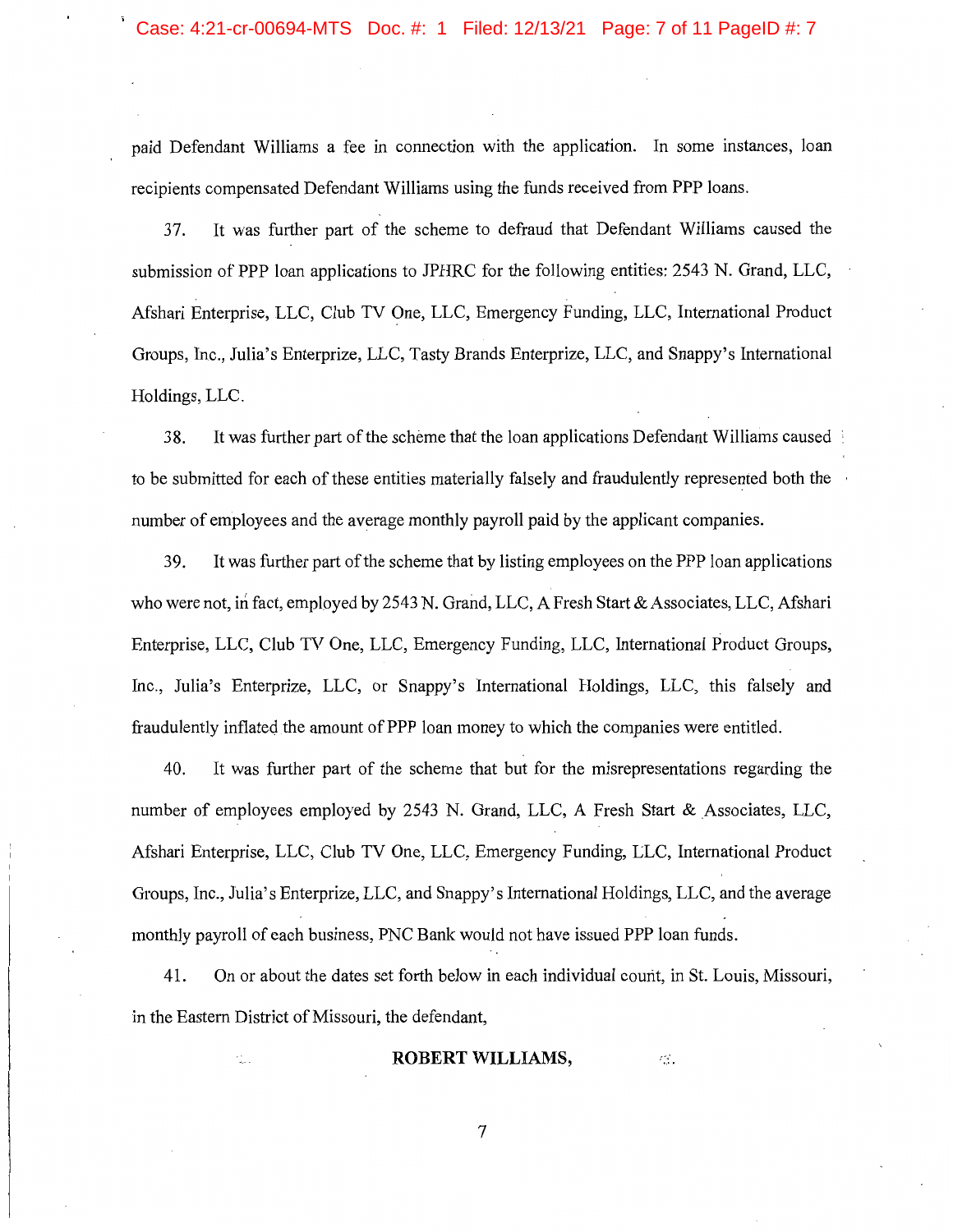paid Defendant Williams a fee in connection with the application. In some instances, loan recipients compensated Defendant Williams using the funds received from PPP loans.

37. It was further part of the scheme to defraud that Defendant Williams caused the submission of PPP loan applications to JPHRC for the following entities: 2543 N. Grand, LLC, Afshari Enterprise, LLC, Club TV One, LLC, Emergency Funding, LLC, International Product Groups, Inc., Julia's Enterprize, LLC, Tasty Brands Enterprize, LLC, and Snappy's International Holdings, LLC.

38. It was further part of the scheme that the loan applications Defendant Williams caused to be submitted for each of these entities materially falsely and fraudulently represented both the number of employees and the average monthly payroll paid by the applicant companies.

39. It was further part of the scheme that by listing employees on the PPP loan applications who were not, in fact, employed by 2543 N. Grand, LLC, A Fresh Start & Associates, LLC, Afshari Enterprise, LLC, Club TV One, LLC, Emergency Funding, LLC, International Product Groups, Inc., Julia's Enterprize, LLC, or Snappy's International Holdings, LLC, this falsely and fraudulently inflated the amount of PPP loan money to which the companies were entitled.

40. It was further part of the scheme that but for the misrepresentations regarding the number of employees employed by 2543 N. Grand, LLC, A Fresh Start & Associates, LLC, Afshari Enterprise, LLC, Club TV One, LLC, Emergency Funding, LLC, International Product Groups, Inc., Julia's Enterprize, LLC, and Snappy's International Holdings, LLC, and the average monthly payroll of each business, PNC Bank would not have issued PPP loan funds.

41. On or about the dates set forth below in each individual count, in St. Louis, Missouri, in the Eastern District of Missouri, the defendant,

**ROBERT WILLIAMS,**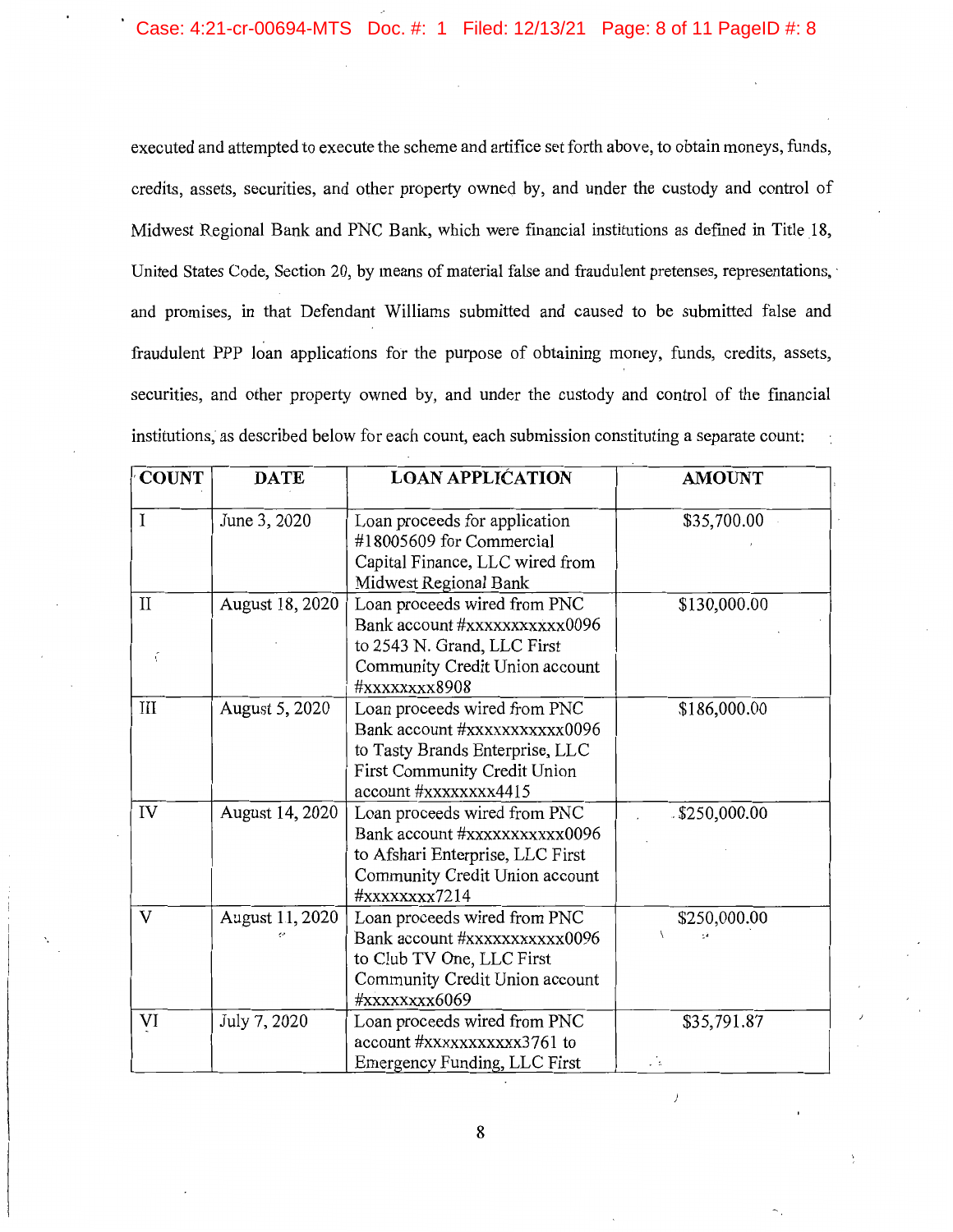executed and attempted to execute the scheme and artifice set forth above, to obtain moneys, funds, credits, assets, securities, and other property owned by, and under the custody and control of Midwest Regional Bank and PNC Bank, which were financial institutions as defined in Title 18, United States Code, Section 20, by means of material false and fraudulent pretenses, representations, and promises, in that Defendant Williams submitted and caused to be submitted false and fraudulent PPP loan applications for the purpose of obtaining money, funds, credits, assets, securities, and other property owned by, and under the custody and control of the financial institutions, as described below for each count, each submission constituting a separate count:

| COUNT | DATE | LOAN APPLICATION | AMOUNT |
|---|---|---|---|
| I | June 3, 2020 | Loan proceeds for application #18005609 for Commercial Capital Finance, LLC wired from Midwest Regional Bank | $35,700.00 |
| II | August 18, 2020 | Loan proceeds wired from PNC Bank account #xxxxxxxxxxx0096 to 2543 N. Grand, LLC First Community Credit Union account #xxxxxxxx8908 | $130,000.00 |
| III | August 5, 2020 | Loan proceeds wired from PNC Bank account #xxxxxxxxxxx0096 to Tasty Brands Enterprise, LLC First Community Credit Union account #xxxxxxxx4415 | $186,000.00 |
| IV | August 14, 2020 | Loan proceeds wired from PNC Bank account #xxxxxxxxxxx0096 to Afshari Enterprise, LLC First Community Credit Union account #xxxxxxxx7214 | $250,000.00 |
| V | August 11, 2020 | Loan proceeds wired from PNC Bank account #xxxxxxxxxxx0096 to Club TV One, LLC First Community Credit Union account #xxxxxxxx6069 | $250,000.00 |
| VI | July 7, 2020 | Loan proceeds wired from PNC account #xxxxxxxxxxx3761 to Emergency Funding, LLC First | $35,791.87 |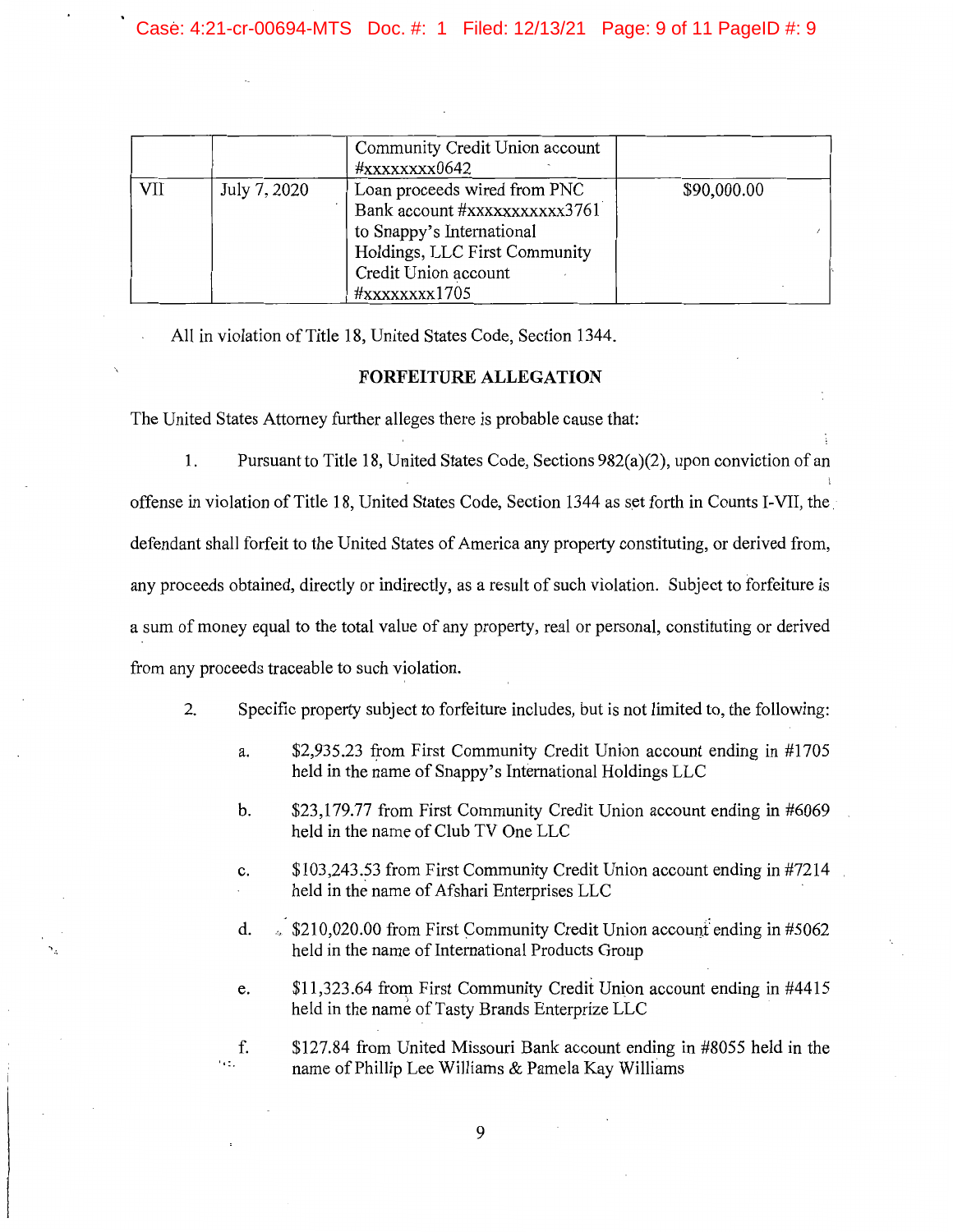| | | Community Credit Union account #xxxxxxxx0642 | |
|---|---|---|---|
| VII | July 7, 2020 | Loan proceeds wired from PNC Bank account #xxxxxxxxxxx3761 to Snappy's International Holdings, LLC First Community Credit Union account #xxxxxxxx1705 | $90,000.00 |

All in violation of Title 18, United States Code, Section 1344.

## FORFEITURE ALLEGATION

The United States Attorney further alleges there is probable cause that:

1. Pursuant to Title 18, United States Code, Sections 982(a)(2), upon conviction of an offense in violation of Title 18, United States Code, Section 1344 as set forth in Counts I-VII, the defendant shall forfeit to the United States of America any property constituting, or derived from, any proceeds obtained, directly or indirectly, as a result of such violation. Subject to forfeiture is a sum of money equal to the total value of any property, real or personal, constituting or derived from any proceeds traceable to such violation.

2. Specific property subject to forfeiture includes, but is not limited to, the following:

   a. $2,935.23 from First Community Credit Union account ending in #1705 held in the name of Snappy's International Holdings LLC

   b. $23,179.77 from First Community Credit Union account ending in #6069 held in the name of Club TV One LLC

   c. $103,243.53 from First Community Credit Union account ending in #7214 held in the name of Afshari Enterprises LLC

   d. $210,020.00 from First Community Credit Union account ending in #5062 held in the name of International Products Group

   e. $11,323.64 from First Community Credit Union account ending in #4415 held in the name of Tasty Brands Enterprize LLC

   f. $127.84 from United Missouri Bank account ending in #8055 held in the name of Phillip Lee Williams & Pamela Kay Williams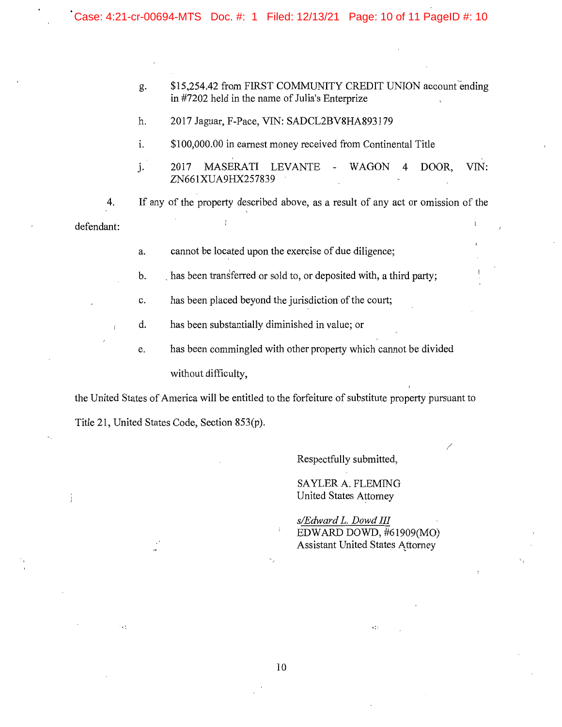g. $15,254.42 from FIRST COMMUNITY CREDIT UNION account ending in #7202 held in the name of Julia's Enterprize

h. 2017 Jaguar, F-Pace, VIN: SADCL2BV8HA893179

i. $100,000.00 in earnest money received from Continental Title

j. 2017 MASERATI LEVANTE - WAGON 4 DOOR, VIN: ZN661XUA9HX257839

4. If any of the property described above, as a result of any act or omission of the defendant:

a. cannot be located upon the exercise of due diligence;

b. has been transferred or sold to, or deposited with, a third party;

c. has been placed beyond the jurisdiction of the court;

d. has been substantially diminished in value; or

e. has been commingled with other property which cannot be divided without difficulty,

the United States of America will be entitled to the forfeiture of substitute property pursuant to Title 21, United States Code, Section 853(p).

Respectfully submitted,

SAYLER A. FLEMING
United States Attorney

*s/Edward L. Dowd III*
EDWARD DOWD, #61909(MO)
Assistant United States Attorney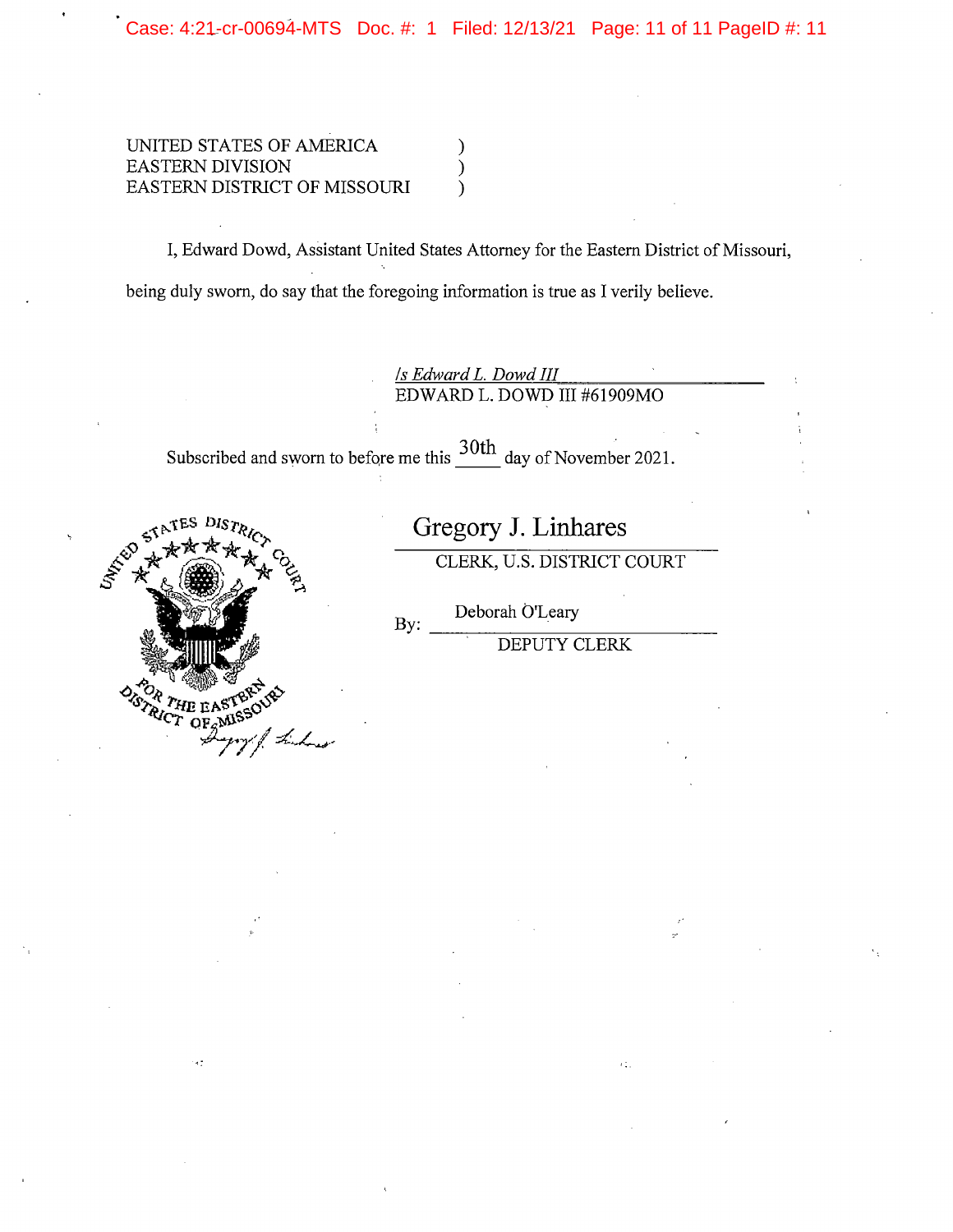UNITED STATES OF AMERICA )
EASTERN DIVISION )
EASTERN DISTRICT OF MISSOURI )

I, Edward Dowd, Assistant United States Attorney for the Eastern District of Missouri, being duly sworn, do say that the foregoing information is true as I verily believe.

*/s Edward L. Dowd III*
EDWARD L. DOWD III #61909MO

Subscribed and sworn to before me this 30th day of November 2021.

Gregory J. Linhares
CLERK, U.S. DISTRICT COURT

By: Deborah O'Leary
DEPUTY CLERK

UNITED STATES DISTRICT COURT FOR THE EASTERN DISTRICT OF MISSOURI